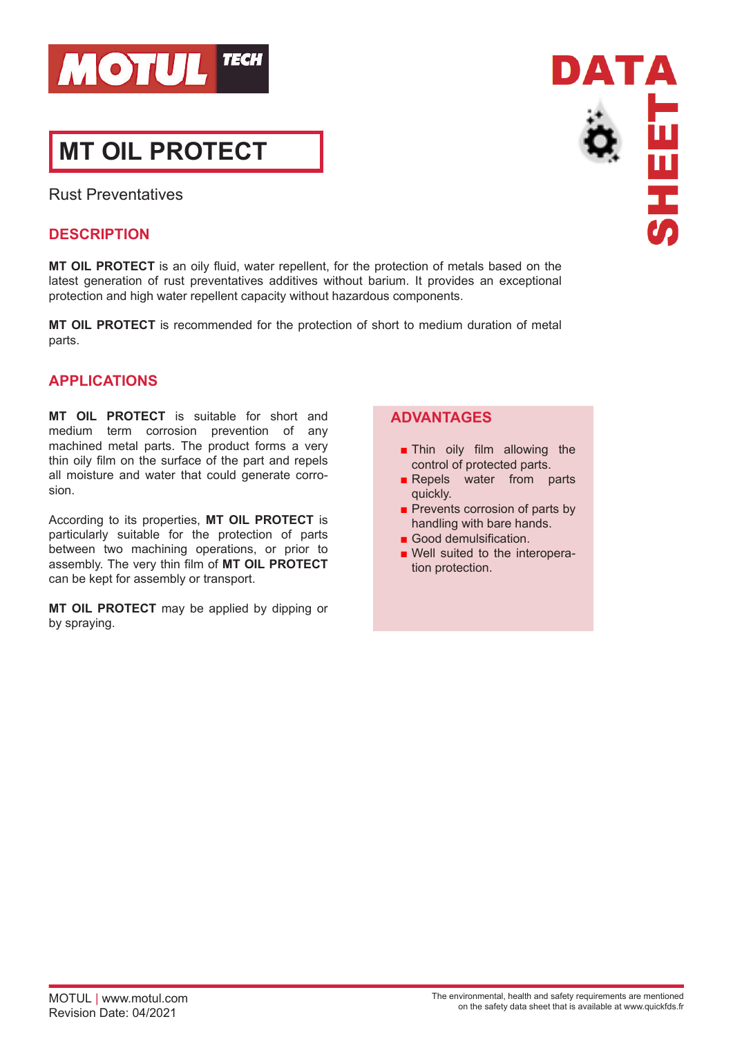# MT OIL PROTECT

Rust Preventatives

## DESCRIPTION

**MT OIL PROTECT** is an oily fluid, water repellent, for the protection of metals based on the latest generation of rust preventatives additives without barium. It provides an exceptional protection and high water repellent capacity without hazardous components.

**MT OIL PROTECT** is recommended for the protection of short to medium duration of metal parts.

## APPLICATIONS

**MT OIL PROTECT** is suitable for short and medium term corrosion prevention of any machined metal parts. The product forms a very thin oily film on the surface of the part and repels all moisture and water that could generate corrosion.

According to its properties, **MT OIL PROTECT** is particularly suitable for the protection of parts between two machining operations, or prior to assembly. The very thin film of **MT OIL PROTECT** can be kept for assembly or transport.

**MT OIL PROTECT** may be applied by dipping or by spraying.

## ADVANTAGES

- Thin oily film allowing the control of protected parts.
- Repels water from parts quickly.
- Prevents corrosion of parts by handling with bare hands.
- Good demulsification.
- Well suited to the interoperation protection.

MOTUL | www.motul.com
Revision Date: 04/2021

The environmental, health and safety requirements are mentioned on the safety data sheet that is available at www.quickfds.fr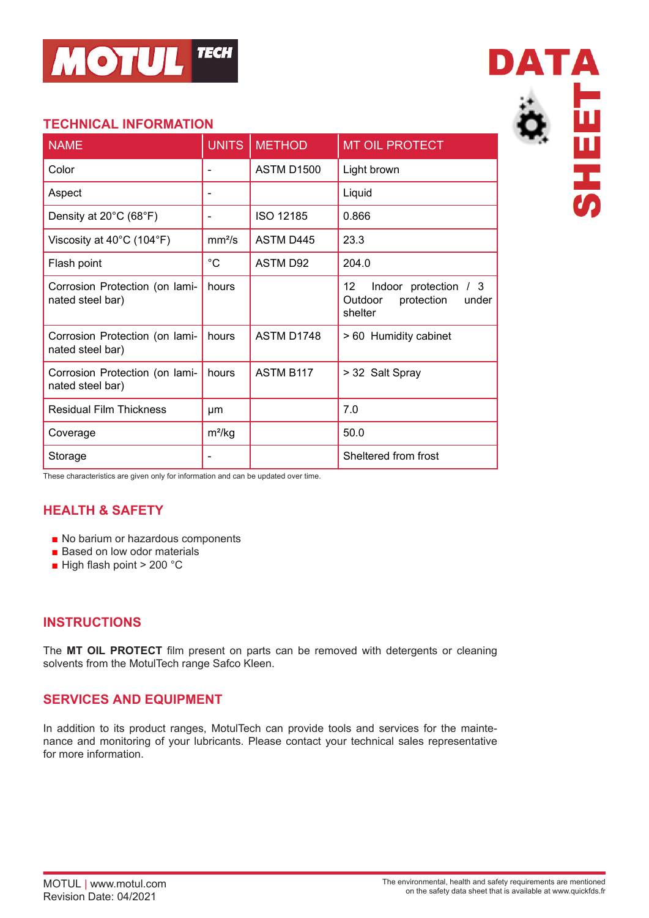## TECHNICAL INFORMATION

| NAME | UNITS | METHOD | MT OIL PROTECT |
|---|---|---|---|
| Color | - | ASTM D1500 | Light brown |
| Aspect | - | | Liquid |
| Density at 20°C (68°F) | - | ISO 12185 | 0.866 |
| Viscosity at 40°C (104°F) | mm²/s | ASTM D445 | 23.3 |
| Flash point | °C | ASTM D92 | 204.0 |
| Corrosion Protection (on laminated steel bar) | hours | | 12 Indoor protection / 3 Outdoor protection under shelter |
| Corrosion Protection (on laminated steel bar) | hours | ASTM D1748 | > 60 Humidity cabinet |
| Corrosion Protection (on laminated steel bar) | hours | ASTM B117 | > 32 Salt Spray |
| Residual Film Thickness | μm | | 7.0 |
| Coverage | m²/kg | | 50.0 |
| Storage | - | | Sheltered from frost |

These characteristics are given only for information and can be updated over time.

## HEALTH & SAFETY

- No barium or hazardous components
- Based on low odor materials
- High flash point > 200 °C

## INSTRUCTIONS

The **MT OIL PROTECT** film present on parts can be removed with detergents or cleaning solvents from the MotulTech range Safco Kleen.

## SERVICES AND EQUIPMENT

In addition to its product ranges, MotulTech can provide tools and services for the maintenance and monitoring of your lubricants. Please contact your technical sales representative for more information.

MOTUL | www.motul.com
Revision Date: 04/2021

The environmental, health and safety requirements are mentioned on the safety data sheet that is available at www.quickfds.fr